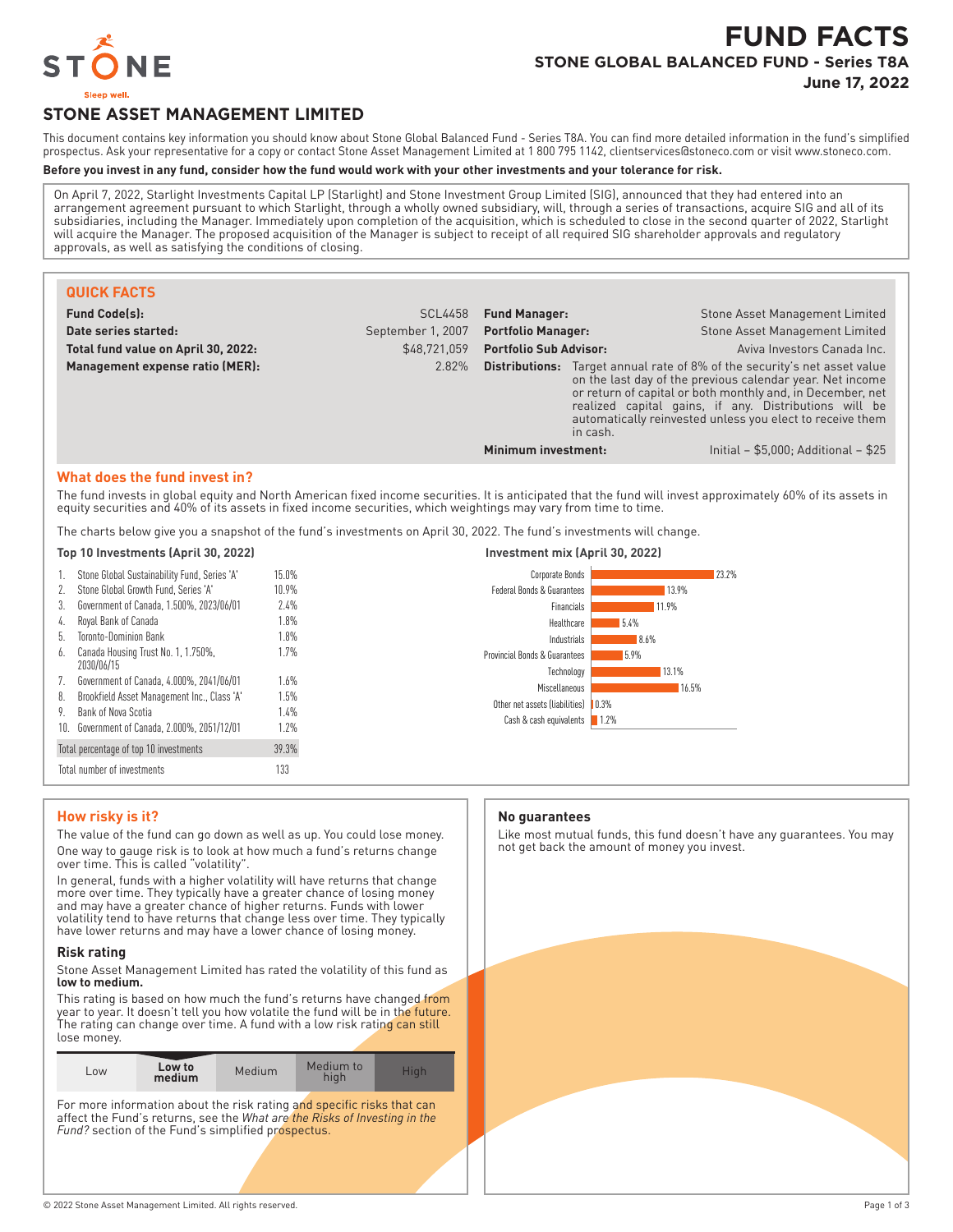# FUND FACTS

## STONE GLOBAL BALANCED FUND - Series T8A

**June 17, 2022**

STONE

Sleep well.

## STONE ASSET MANAGEMENT LIMITED

This document contains key information you should know about Stone Global Balanced Fund - Series T8A. You can find more detailed information in the fund's simplified prospectus. Ask your representative for a copy or contact Stone Asset Management Limited at 1 800 795 1142, clientservices@stoneco.com or visit www.stoneco.com.

**Before you invest in any fund, consider how the fund would work with your other investments and your tolerance for risk.**

On April 7, 2022, Starlight Investments Capital LP (Starlight) and Stone Investment Group Limited (SIG), announced that they had entered into an arrangement agreement pursuant to which Starlight, through a wholly owned subsidiary, will, through a series of transactions, acquire SIG and all of its subsidiaries, including the Manager. Immediately upon completion of the acquisition, which is scheduled to close in the second quarter of 2022, Starlight will acquire the Manager. The proposed acquisition of the Manager is subject to receipt of all required SIG shareholder approvals and regulatory approvals, as well as satisfying the conditions of closing.

### QUICK FACTS

| | | | |
|---|---|---|---|
| **Fund Code(s):** | SCL4458 | **Fund Manager:** | Stone Asset Management Limited |
| **Date series started:** | September 1, 2007 | **Portfolio Manager:** | Stone Asset Management Limited |
| **Total fund value on April 30, 2022:** | $48,721,059 | **Portfolio Sub Advisor:** | Aviva Investors Canada Inc. |
| **Management expense ratio (MER):** | 2.82% | **Distributions:** | Target annual rate of 8% of the security's net asset value on the last day of the previous calendar year. Net income or return of capital or both monthly and, in December, net realized capital gains, if any. Distributions will be automatically reinvested unless you elect to receive them in cash. |
| | | **Minimum investment:** | Initial – $5,000; Additional – $25 |

### What does the fund invest in?

The fund invests in global equity and North American fixed income securities. It is anticipated that the fund will invest approximately 60% of its assets in equity securities and 40% of its assets in fixed income securities, which weightings may vary from time to time.

The charts below give you a snapshot of the fund's investments on April 30, 2022. The fund's investments will change.

**Top 10 Investments (April 30, 2022)**

| | Investment | % |
|---|---|---|
| 1. | Stone Global Sustainability Fund, Series 'A' | 15.0% |
| 2. | Stone Global Growth Fund, Series 'A' | 10.9% |
| 3. | Government of Canada, 1.500%, 2023/06/01 | 2.4% |
| 4. | Royal Bank of Canada | 1.8% |
| 5. | Toronto-Dominion Bank | 1.8% |
| 6. | Canada Housing Trust No. 1, 1.750%, 2030/06/15 | 1.7% |
| 7. | Government of Canada, 4.000%, 2041/06/01 | 1.6% |
| 8. | Brookfield Asset Management Inc., Class 'A' | 1.5% |
| 9. | Bank of Nova Scotia | 1.4% |
| 10. | Government of Canada, 2.000%, 2051/12/01 | 1.2% |
| | Total percentage of top 10 investments | 39.3% |
| | Total number of investments | 133 |

**Investment mix (April 30, 2022)**

| Category | % |
|---|---|
| Corporate Bonds | 23.2% |
| Federal Bonds & Guarantees | 13.9% |
| Financials | 11.9% |
| Healthcare | 5.4% |
| Industrials | 8.6% |
| Provincial Bonds & Guarantees | 5.9% |
| Technology | 13.1% |
| Miscellaneous | 16.5% |
| Other net assets (liabilities) | 0.3% |
| Cash & cash equivalents | 1.2% |

### How risky is it?

The value of the fund can go down as well as up. You could lose money.

One way to gauge risk is to look at how much a fund's returns change over time. This is called "volatility".

In general, funds with a higher volatility will have returns that change more over time. They typically have a greater chance of losing money and may have a greater chance of higher returns. Funds with lower volatility tend to have returns that change less over time. They typically have lower returns and may have a lower chance of losing money.

#### Risk rating

Stone Asset Management Limited has rated the volatility of this fund as **low to medium.**

This rating is based on how much the fund's returns have changed from year to year. It doesn't tell you how volatile the fund will be in the future. The rating can change over time. A fund with a low risk rating can still lose money.

| Low | **Low to medium** | Medium | Medium to high | High |
|---|---|---|---|---|

For more information about the risk rating and specific risks that can affect the Fund's returns, see the *What are the Risks of Investing in the Fund?* section of the Fund's simplified prospectus.

### No guarantees

Like most mutual funds, this fund doesn't have any guarantees. You may not get back the amount of money you invest.

© 2022 Stone Asset Management Limited. All rights reserved.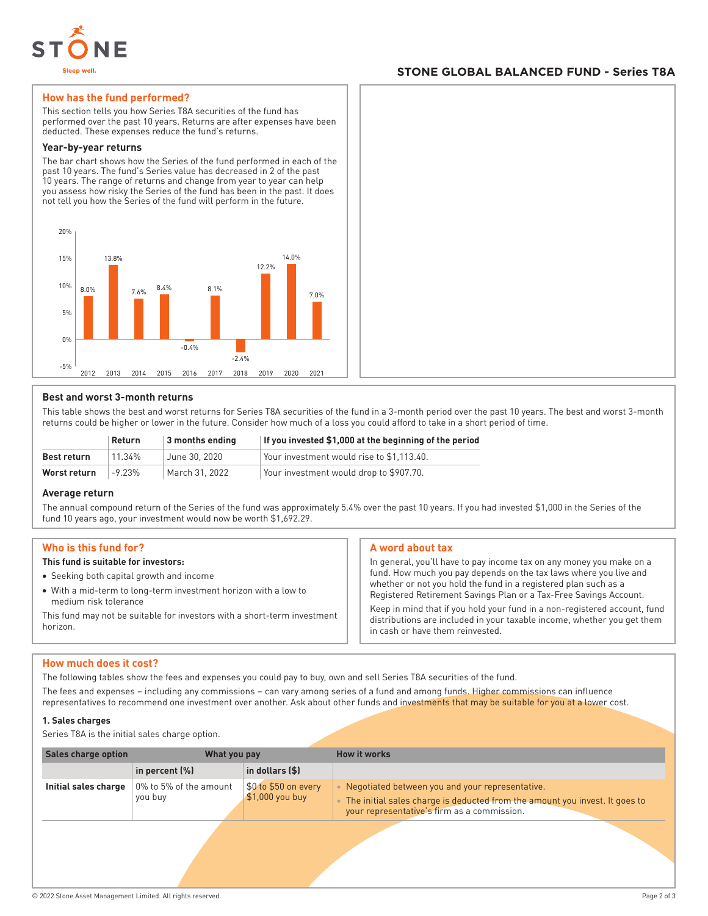## STONE GLOBAL BALANCED FUND - Series T8A

## How has the fund performed?

This section tells you how Series T8A securities of the fund has performed over the past 10 years. Returns are after expenses have been deducted. These expenses reduce the fund's returns.

### Year-by-year returns

The bar chart shows how the Series of the fund performed in each of the past 10 years. The fund's Series value has decreased in 2 of the past 10 years. The range of returns and change from year to year can help you assess how risky the Series of the fund has been in the past. It does not tell you how the Series of the fund will perform in the future.

| Year | Return |
|---|---|
| 2012 | 8.0% |
| 2013 | 13.8% |
| 2014 | 7.6% |
| 2015 | 8.4% |
| 2016 | -0.4% |
| 2017 | 8.1% |
| 2018 | -2.4% |
| 2019 | 12.2% |
| 2020 | 14.0% |
| 2021 | 7.0% |

### Best and worst 3-month returns

This table shows the best and worst returns for Series T8A securities of the fund in a 3-month period over the past 10 years. The best and worst 3-month returns could be higher or lower in the future. Consider how much of a loss you could afford to take in a short period of time.

| | Return | 3 months ending | If you invested $1,000 at the beginning of the period |
|---|---|---|---|
| **Best return** | 11.34% | June 30, 2020 | Your investment would rise to $1,113.40. |
| **Worst return** | -9.23% | March 31, 2022 | Your investment would drop to $907.70. |

### Average return

The annual compound return of the Series of the fund was approximately 5.4% over the past 10 years. If you had invested $1,000 in the Series of the fund 10 years ago, your investment would now be worth $1,692.29.

## Who is this fund for?

**This fund is suitable for investors:**

- Seeking both capital growth and income
- With a mid-term to long-term investment horizon with a low to medium risk tolerance

This fund may not be suitable for investors with a short-term investment horizon.

## A word about tax

In general, you'll have to pay income tax on any money you make on a fund. How much you pay depends on the tax laws where you live and whether or not you hold the fund in a registered plan such as a Registered Retirement Savings Plan or a Tax-Free Savings Account.

Keep in mind that if you hold your fund in a non-registered account, fund distributions are included in your taxable income, whether you get them in cash or have them reinvested.

## How much does it cost?

The following tables show the fees and expenses you could pay to buy, own and sell Series T8A securities of the fund.

The fees and expenses – including any commissions – can vary among series of a fund and among funds. Higher commissions can influence representatives to recommend one investment over another. Ask about other funds and investments that may be suitable for you at a lower cost.

### 1. Sales charges

Series T8A is the initial sales charge option.

| Sales charge option | What you pay | | How it works |
|---|---|---|---|
| | in percent (%) | in dollars ($) | |
| **Initial sales charge** | 0% to 5% of the amount you buy | $0 to $50 on every $1,000 you buy | • Negotiated between you and your representative.<br>• The initial sales charge is deducted from the amount you invest. It goes to your representative's firm as a commission. |

© 2022 Stone Asset Management Limited. All rights reserved.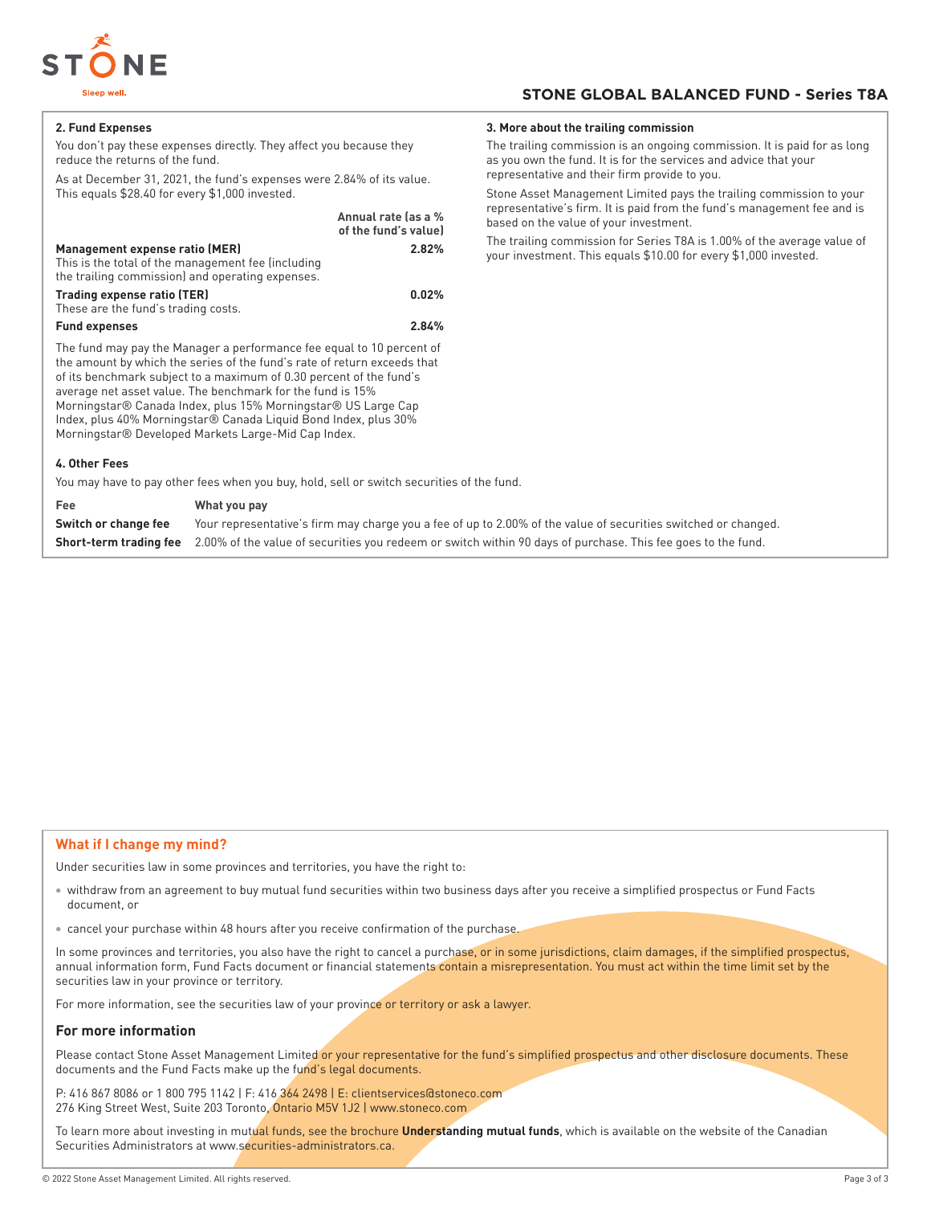# STONE GLOBAL BALANCED FUND - Series T8A

### 2. Fund Expenses

You don't pay these expenses directly. They affect you because they reduce the returns of the fund.

As at December 31, 2021, the fund's expenses were 2.84% of its value. This equals $28.40 for every $1,000 invested.

| | Annual rate (as a % of the fund's value) |
|---|---|
| **Management expense ratio (MER)** This is the total of the management fee (including the trailing commission) and operating expenses. | **2.82%** |
| **Trading expense ratio (TER)** These are the fund's trading costs. | **0.02%** |
| **Fund expenses** | **2.84%** |

The fund may pay the Manager a performance fee equal to 10 percent of the amount by which the series of the fund's rate of return exceeds that of its benchmark subject to a maximum of 0.30 percent of the fund's average net asset value. The benchmark for the fund is 15% Morningstar® Canada Index, plus 15% Morningstar® US Large Cap Index, plus 40% Morningstar® Canada Liquid Bond Index, plus 30% Morningstar® Developed Markets Large-Mid Cap Index.

### 3. More about the trailing commission

The trailing commission is an ongoing commission. It is paid for as long as you own the fund. It is for the services and advice that your representative and their firm provide to you.

Stone Asset Management Limited pays the trailing commission to your representative's firm. It is paid from the fund's management fee and is based on the value of your investment.

The trailing commission for Series T8A is 1.00% of the average value of your investment. This equals $10.00 for every $1,000 invested.

### 4. Other Fees

You may have to pay other fees when you buy, hold, sell or switch securities of the fund.

| Fee | What you pay |
|---|---|
| **Switch or change fee** | Your representative's firm may charge you a fee of up to 2.00% of the value of securities switched or changed. |
| **Short-term trading fee** | 2.00% of the value of securities you redeem or switch within 90 days of purchase. This fee goes to the fund. |

## What if I change my mind?

Under securities law in some provinces and territories, you have the right to:

- withdraw from an agreement to buy mutual fund securities within two business days after you receive a simplified prospectus or Fund Facts document, or
- cancel your purchase within 48 hours after you receive confirmation of the purchase.

In some provinces and territories, you also have the right to cancel a purchase, or in some jurisdictions, claim damages, if the simplified prospectus, annual information form, Fund Facts document or financial statements contain a misrepresentation. You must act within the time limit set by the securities law in your province or territory.

For more information, see the securities law of your province or territory or ask a lawyer.

## For more information

Please contact Stone Asset Management Limited or your representative for the fund's simplified prospectus and other disclosure documents. These documents and the Fund Facts make up the fund's legal documents.

P: 416 867 8086 or 1 800 795 1142 | F: 416 364 2498 | E: clientservices@stoneco.com
276 King Street West, Suite 203 Toronto, Ontario M5V 1J2 | www.stoneco.com

To learn more about investing in mutual funds, see the brochure **Understanding mutual funds**, which is available on the website of the Canadian Securities Administrators at www.securities-administrators.ca.

© 2022 Stone Asset Management Limited. All rights reserved.